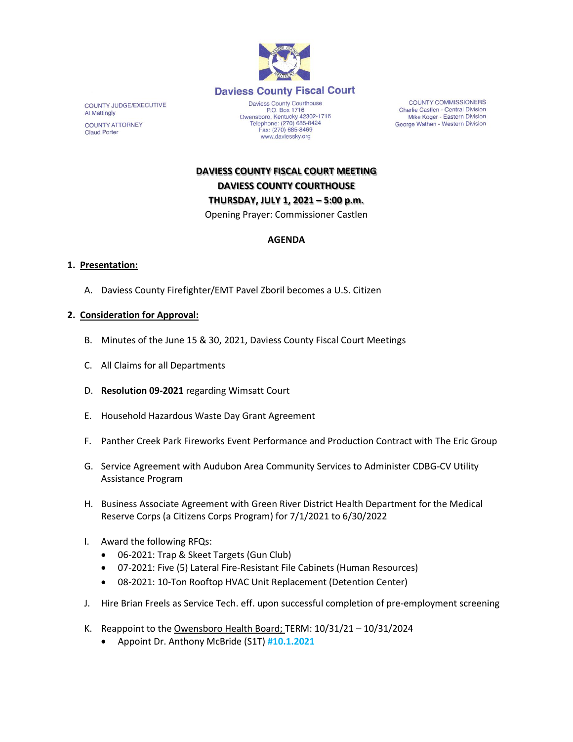# Daviess County Fiscal Court

COUNTY JUDGE/EXECUTIVE
Al Mattingly

COUNTY ATTORNEY
Claud Porter

Daviess County Courthouse
P.O. Box 1716
Owensboro, Kentucky 42302-1716
Telephone: (270) 685-8424
Fax: (270) 685-8469
www.daviessky.org

COUNTY COMMISSIONERS
Charlie Castlen - Central Division
Mike Koger - Eastern Division
George Wathen - Western Division

**DAVIESS COUNTY FISCAL COURT MEETING**
**DAVIESS COUNTY COURTHOUSE**
**THURSDAY, JULY 1, 2021 – 5:00 p.m.**
Opening Prayer: Commissioner Castlen

**AGENDA**

1. **Presentation:**

   A. Daviess County Firefighter/EMT Pavel Zboril becomes a U.S. Citizen

2. **Consideration for Approval:**

   B. Minutes of the June 15 & 30, 2021, Daviess County Fiscal Court Meetings

   C. All Claims for all Departments

   D. **Resolution 09-2021** regarding Wimsatt Court

   E. Household Hazardous Waste Day Grant Agreement

   F. Panther Creek Park Fireworks Event Performance and Production Contract with The Eric Group

   G. Service Agreement with Audubon Area Community Services to Administer CDBG-CV Utility Assistance Program

   H. Business Associate Agreement with Green River District Health Department for the Medical Reserve Corps (a Citizens Corps Program) for 7/1/2021 to 6/30/2022

   I. Award the following RFQs:
      - 06-2021: Trap & Skeet Targets (Gun Club)
      - 07-2021: Five (5) Lateral Fire-Resistant File Cabinets (Human Resources)
      - 08-2021: 10-Ton Rooftop HVAC Unit Replacement (Detention Center)

   J. Hire Brian Freels as Service Tech. eff. upon successful completion of pre-employment screening

   K. Reappoint to the Owensboro Health Board; TERM: 10/31/21 – 10/31/2024
      - Appoint Dr. Anthony McBride (S1T) **#10.1.2021**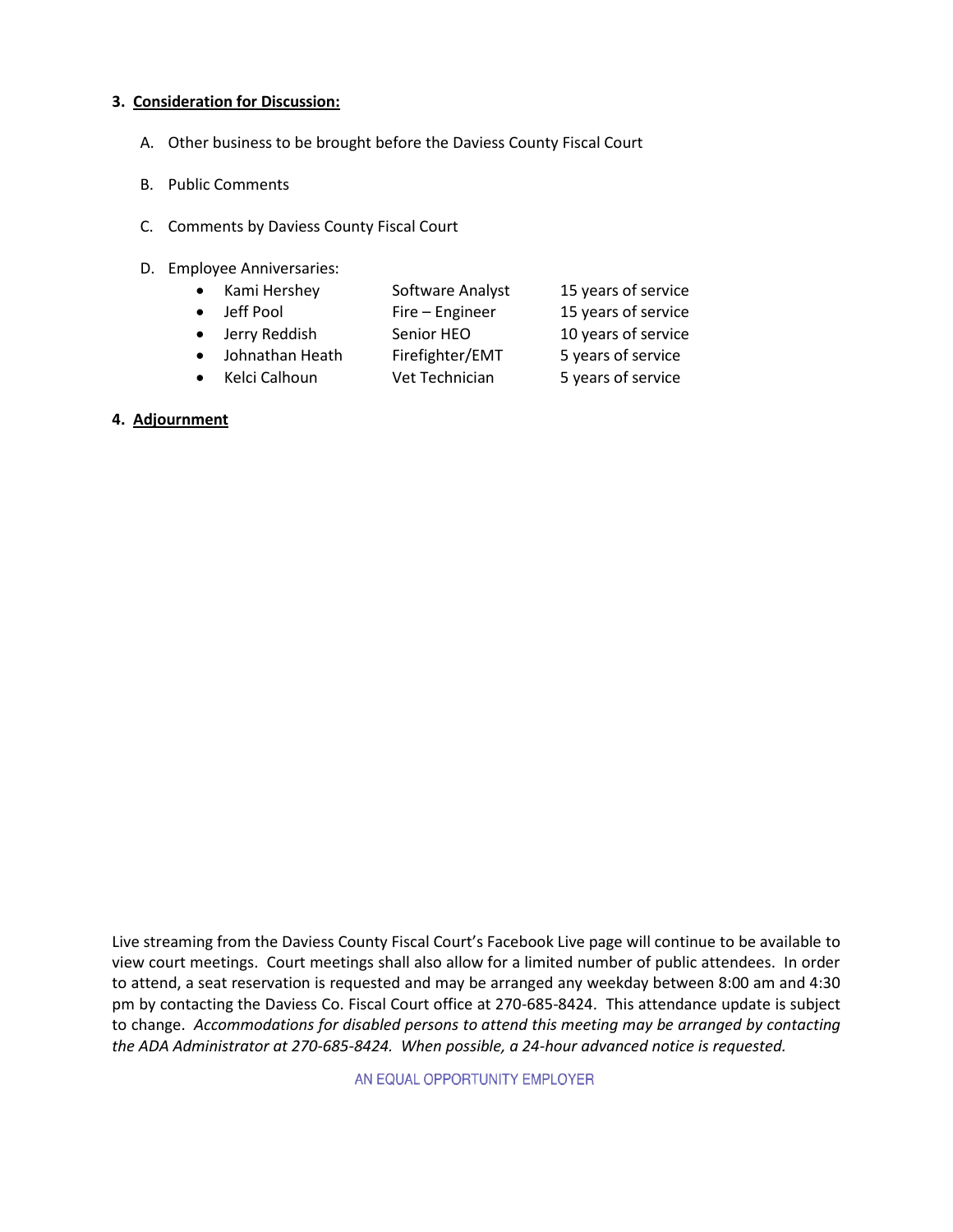**3. Consideration for Discussion:**

A. Other business to be brought before the Daviess County Fiscal Court

B. Public Comments

C. Comments by Daviess County Fiscal Court

D. Employee Anniversaries:

| | | |
|---|---|---|
| • Kami Hershey | Software Analyst | 15 years of service |
| • Jeff Pool | Fire – Engineer | 15 years of service |
| • Jerry Reddish | Senior HEO | 10 years of service |
| • Johnathan Heath | Firefighter/EMT | 5 years of service |
| • Kelci Calhoun | Vet Technician | 5 years of service |

**4. Adjournment**

Live streaming from the Daviess County Fiscal Court's Facebook Live page will continue to be available to view court meetings. Court meetings shall also allow for a limited number of public attendees. In order to attend, a seat reservation is requested and may be arranged any weekday between 8:00 am and 4:30 pm by contacting the Daviess Co. Fiscal Court office at 270-685-8424. This attendance update is subject to change. *Accommodations for disabled persons to attend this meeting may be arranged by contacting the ADA Administrator at 270-685-8424. When possible, a 24-hour advanced notice is requested.*

AN EQUAL OPPORTUNITY EMPLOYER